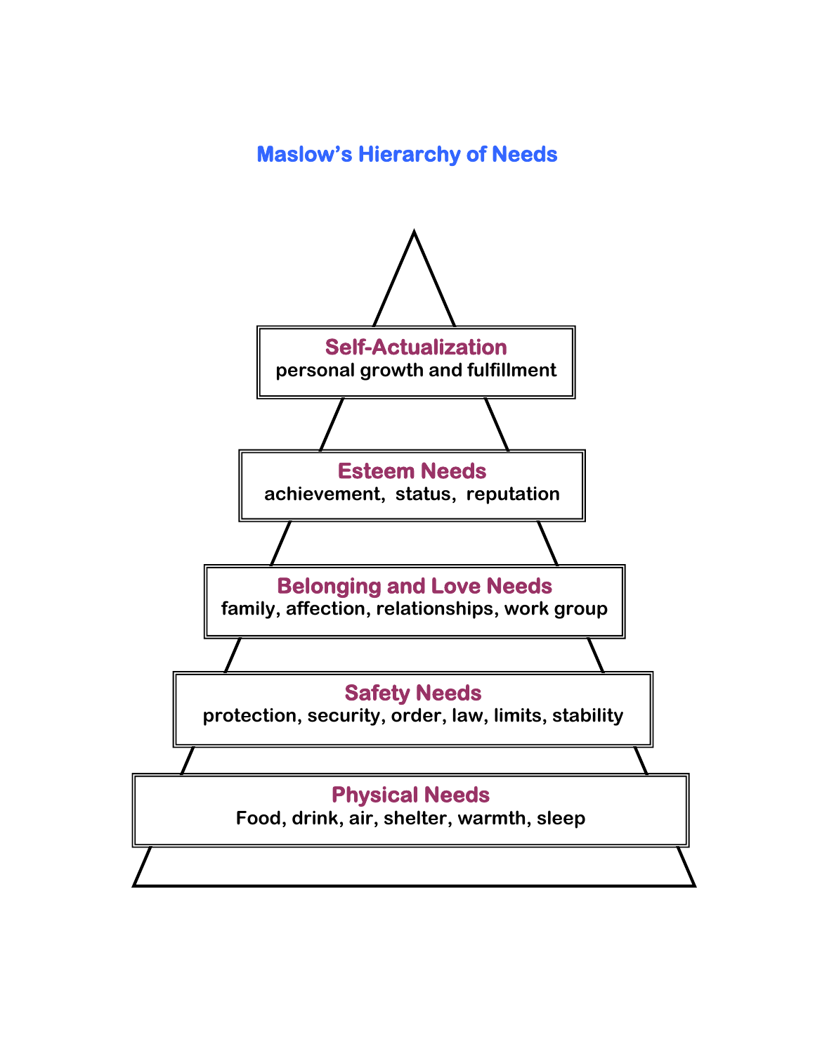# Maslow's Hierarchy of Needs

**Self-Actualization**
personal growth and fulfillment

**Esteem Needs**
achievement, status, reputation

**Belonging and Love Needs**
family, affection, relationships, work group

**Safety Needs**
protection, security, order, law, limits, stability

**Physical Needs**
Food, drink, air, shelter, warmth, sleep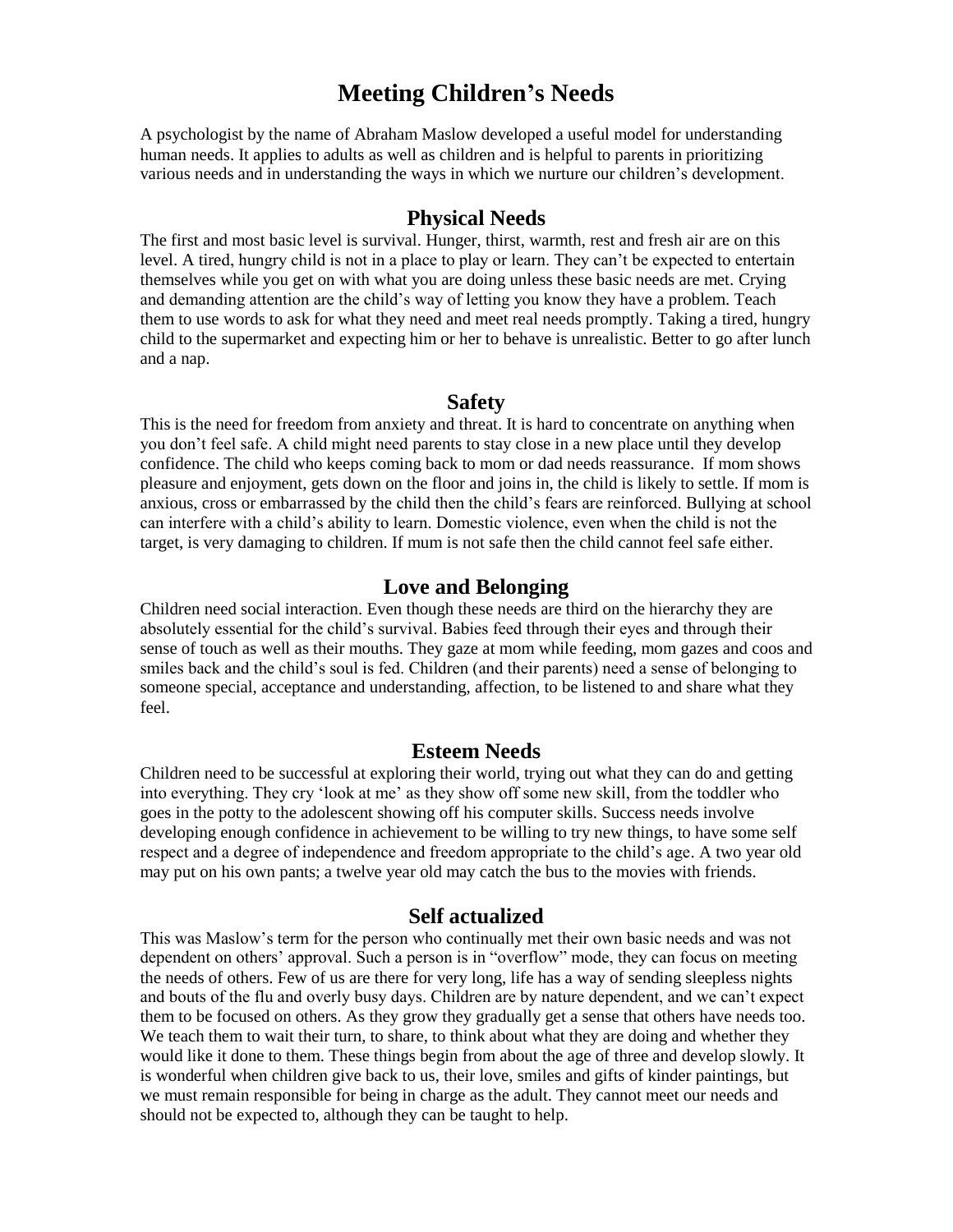# Meeting Children's Needs

A psychologist by the name of Abraham Maslow developed a useful model for understanding human needs. It applies to adults as well as children and is helpful to parents in prioritizing various needs and in understanding the ways in which we nurture our children's development.

## Physical Needs

The first and most basic level is survival. Hunger, thirst, warmth, rest and fresh air are on this level. A tired, hungry child is not in a place to play or learn. They can't be expected to entertain themselves while you get on with what you are doing unless these basic needs are met. Crying and demanding attention are the child's way of letting you know they have a problem. Teach them to use words to ask for what they need and meet real needs promptly. Taking a tired, hungry child to the supermarket and expecting him or her to behave is unrealistic. Better to go after lunch and a nap.

## Safety

This is the need for freedom from anxiety and threat. It is hard to concentrate on anything when you don't feel safe. A child might need parents to stay close in a new place until they develop confidence. The child who keeps coming back to mom or dad needs reassurance. If mom shows pleasure and enjoyment, gets down on the floor and joins in, the child is likely to settle. If mom is anxious, cross or embarrassed by the child then the child's fears are reinforced. Bullying at school can interfere with a child's ability to learn. Domestic violence, even when the child is not the target, is very damaging to children. If mum is not safe then the child cannot feel safe either.

## Love and Belonging

Children need social interaction. Even though these needs are third on the hierarchy they are absolutely essential for the child's survival. Babies feed through their eyes and through their sense of touch as well as their mouths. They gaze at mom while feeding, mom gazes and coos and smiles back and the child's soul is fed. Children (and their parents) need a sense of belonging to someone special, acceptance and understanding, affection, to be listened to and share what they feel.

## Esteem Needs

Children need to be successful at exploring their world, trying out what they can do and getting into everything. They cry 'look at me' as they show off some new skill, from the toddler who goes in the potty to the adolescent showing off his computer skills. Success needs involve developing enough confidence in achievement to be willing to try new things, to have some self respect and a degree of independence and freedom appropriate to the child's age. A two year old may put on his own pants; a twelve year old may catch the bus to the movies with friends.

## Self actualized

This was Maslow's term for the person who continually met their own basic needs and was not dependent on others' approval. Such a person is in "overflow" mode, they can focus on meeting the needs of others. Few of us are there for very long, life has a way of sending sleepless nights and bouts of the flu and overly busy days. Children are by nature dependent, and we can't expect them to be focused on others. As they grow they gradually get a sense that others have needs too. We teach them to wait their turn, to share, to think about what they are doing and whether they would like it done to them. These things begin from about the age of three and develop slowly. It is wonderful when children give back to us, their love, smiles and gifts of kinder paintings, but we must remain responsible for being in charge as the adult. They cannot meet our needs and should not be expected to, although they can be taught to help.